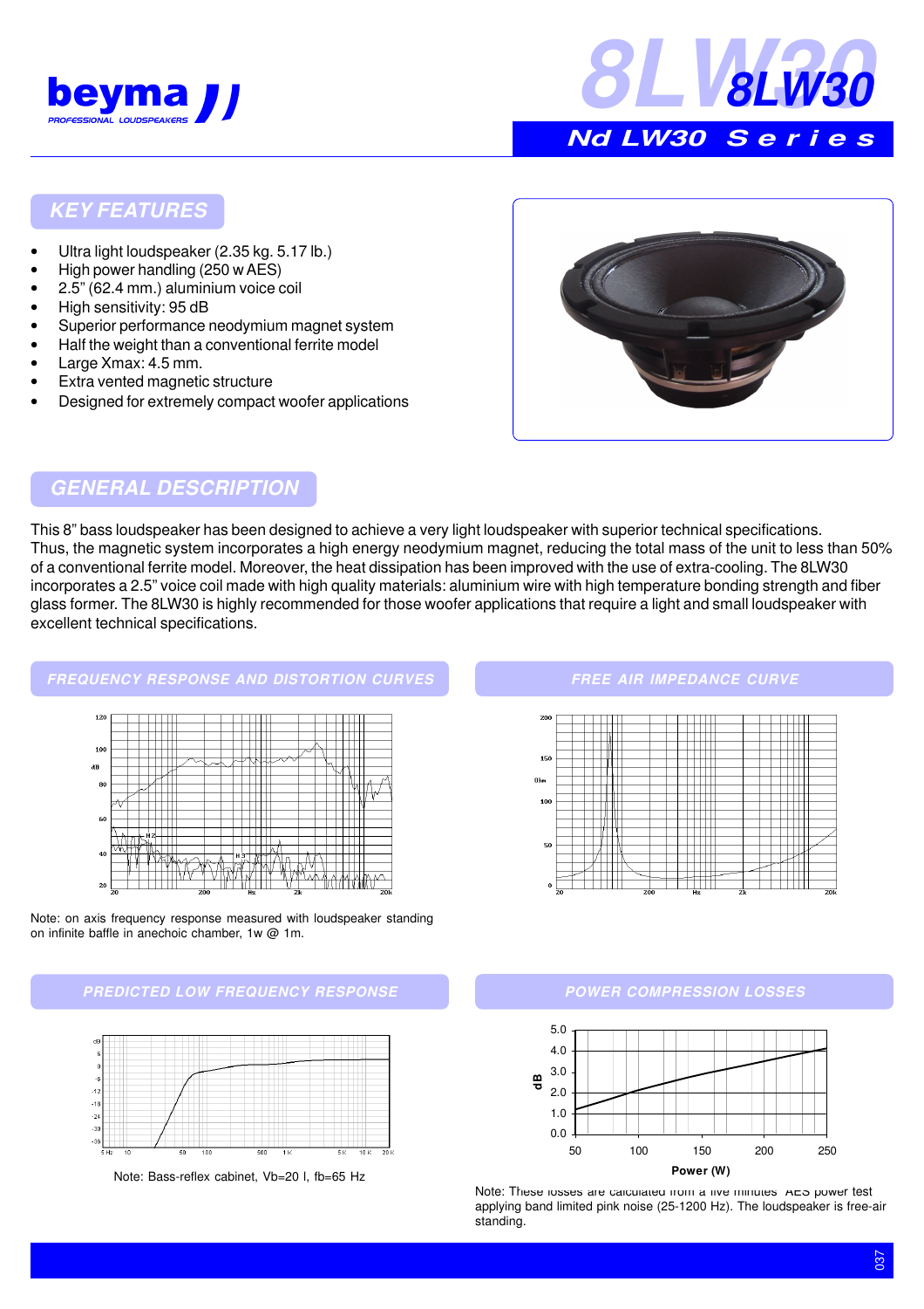beyma

PROFESSIONAL LOUDSPEAKERS

# 8LW30

## Nd LW30 Series

## KEY FEATURES

- Ultra light loudspeaker (2.35 kg. 5.17 lb.)
- High power handling (250 w AES)
- 2.5" (62.4 mm.) aluminium voice coil
- High sensitivity: 95 dB
- Superior performance neodymium magnet system
- Half the weight than a conventional ferrite model
- Large Xmax: 4.5 mm.
- Extra vented magnetic structure
- Designed for extremely compact woofer applications

## GENERAL DESCRIPTION

This 8" bass loudspeaker has been designed to achieve a very light loudspeaker with superior technical specifications. Thus, the magnetic system incorporates a high energy neodymium magnet, reducing the total mass of the unit to less than 50% of a conventional ferrite model. Moreover, the heat dissipation has been improved with the use of extra-cooling. The 8LW30 incorporates a 2.5" voice coil made with high quality materials: aluminium wire with high temperature bonding strength and fiber glass former. The 8LW30 is highly recommended for those woofer applications that require a light and small loudspeaker with excellent technical specifications.

## FREQUENCY RESPONSE AND DISTORTION CURVES

Note: on axis frequency response measured with loudspeaker standing on infinite baffle in anechoic chamber, 1w @ 1m.

## FREE AIR IMPEDANCE CURVE

## PREDICTED LOW FREQUENCY RESPONSE

Note: Bass-reflex cabinet, Vb=20 l, fb=65 Hz

## POWER COMPRESSION LOSSES

Note: These losses are calculated from a five minutes AES power test applying band limited pink noise (25-1200 Hz). The loudspeaker is free-air standing.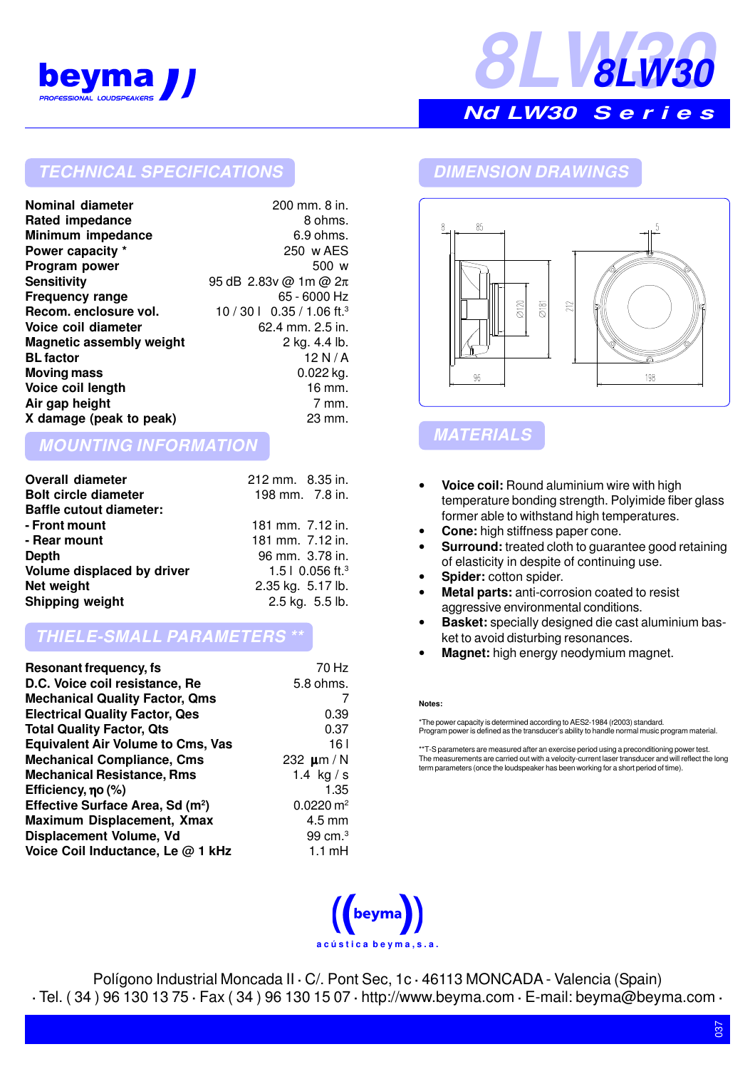beyma

PROFESSIONAL LOUDSPEAKERS

# 8LW30

## Nd LW30 Series

## TECHNICAL SPECIFICATIONS

| | |
|---|---|
| **Nominal diameter** | 200 mm. 8 in. |
| **Rated impedance** | 8 ohms. |
| **Minimum impedance** | 6.9 ohms. |
| **Power capacity *** | 250 w AES |
| **Program power** | 500 w |
| **Sensitivity** | 95 dB 2.83v @ 1m @ 2π |
| **Frequency range** | 65 - 6000 Hz |
| **Recom. enclosure vol.** | 10 / 30 l 0.35 / 1.06 ft.³ |
| **Voice coil diameter** | 62.4 mm. 2.5 in. |
| **Magnetic assembly weight** | 2 kg. 4.4 lb. |
| **BL factor** | 12 N / A |
| **Moving mass** | 0.022 kg. |
| **Voice coil length** | 16 mm. |
| **Air gap height** | 7 mm. |
| **X damage (peak to peak)** | 23 mm. |

## MOUNTING INFORMATION

| | |
|---|---|
| **Overall diameter** | 212 mm. 8.35 in. |
| **Bolt circle diameter** | 198 mm. 7.8 in. |
| **Baffle cutout diameter:** | |
| **- Front mount** | 181 mm. 7.12 in. |
| **- Rear mount** | 181 mm. 7.12 in. |
| **Depth** | 96 mm. 3.78 in. |
| **Volume displaced by driver** | 1.5 l 0.056 ft.³ |
| **Net weight** | 2.35 kg. 5.17 lb. |
| **Shipping weight** | 2.5 kg. 5.5 lb. |

## THIELE-SMALL PARAMETERS **

| | |
|---|---|
| **Resonant frequency, fs** | 70 Hz |
| **D.C. Voice coil resistance, Re** | 5.8 ohms. |
| **Mechanical Quality Factor, Qms** | 7 |
| **Electrical Quality Factor, Qes** | 0.39 |
| **Total Quality Factor, Qts** | 0.37 |
| **Equivalent Air Volume to Cms, Vas** | 16 l |
| **Mechanical Compliance, Cms** | 232 µm / N |
| **Mechanical Resistance, Rms** | 1.4 kg / s |
| **Efficiency, ηo (%)** | 1.35 |
| **Effective Surface Area, Sd (m²)** | 0.0220 m² |
| **Maximum Displacement, Xmax** | 4.5 mm |
| **Displacement Volume, Vd** | 99 cm.³ |
| **Voice Coil Inductance, Le @ 1 kHz** | 1.1 mH |

## DIMENSION DRAWINGS

8 85 5
Ø120 Ø181 212
96 198

## MATERIALS

- **Voice coil:** Round aluminium wire with high temperature bonding strength. Polyimide fiber glass former able to withstand high temperatures.
- **Cone:** high stiffness paper cone.
- **Surround:** treated cloth to guarantee good retaining of elasticity in despite of continuing use.
- **Spider:** cotton spider.
- **Metal parts:** anti-corrosion coated to resist aggressive environmental conditions.
- **Basket:** specially designed die cast aluminium basket to avoid disturbing resonances.
- **Magnet:** high energy neodymium magnet.

**Notes:**

*The power capacity is determined according to AES2-1984 (r2003) standard.
Program power is defined as the transducer's ability to handle normal music program material.

**T-S parameters are measured after an exercise period using a preconditioning power test.
The measurements are carried out with a velocity-current laser transducer and will reflect the long term parameters (once the loudspeaker has been working for a short period of time).

beyma
acústica beyma,s.a.

Polígono Industrial Moncada II · C/. Pont Sec, 1c · 46113 MONCADA - Valencia (Spain)
· Tel. ( 34 ) 96 130 13 75 · Fax ( 34 ) 96 130 15 07 · http://www.beyma.com · E-mail: beyma@beyma.com ·